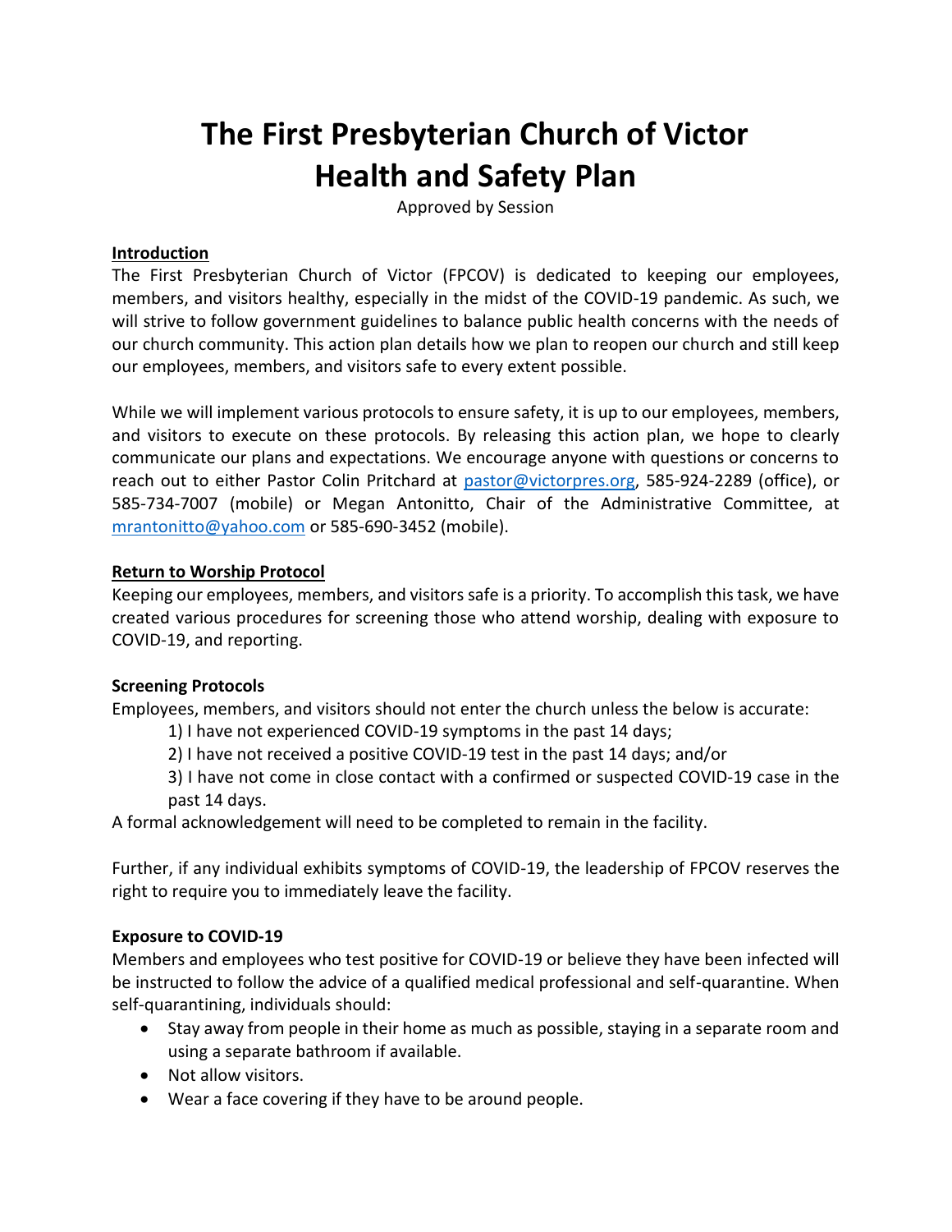# The First Presbyterian Church of Victor
# Health and Safety Plan

Approved by Session

**Introduction**

The First Presbyterian Church of Victor (FPCOV) is dedicated to keeping our employees, members, and visitors healthy, especially in the midst of the COVID-19 pandemic. As such, we will strive to follow government guidelines to balance public health concerns with the needs of our church community. This action plan details how we plan to reopen our church and still keep our employees, members, and visitors safe to every extent possible.

While we will implement various protocols to ensure safety, it is up to our employees, members, and visitors to execute on these protocols. By releasing this action plan, we hope to clearly communicate our plans and expectations. We encourage anyone with questions or concerns to reach out to either Pastor Colin Pritchard at pastor@victorpres.org, 585-924-2289 (office), or 585-734-7007 (mobile) or Megan Antonitto, Chair of the Administrative Committee, at mrantonitto@yahoo.com or 585-690-3452 (mobile).

**Return to Worship Protocol**

Keeping our employees, members, and visitors safe is a priority. To accomplish this task, we have created various procedures for screening those who attend worship, dealing with exposure to COVID-19, and reporting.

### Screening Protocols

Employees, members, and visitors should not enter the church unless the below is accurate:

1) I have not experienced COVID-19 symptoms in the past 14 days;
2) I have not received a positive COVID-19 test in the past 14 days; and/or
3) I have not come in close contact with a confirmed or suspected COVID-19 case in the past 14 days.

A formal acknowledgement will need to be completed to remain in the facility.

Further, if any individual exhibits symptoms of COVID-19, the leadership of FPCOV reserves the right to require you to immediately leave the facility.

### Exposure to COVID-19

Members and employees who test positive for COVID-19 or believe they have been infected will be instructed to follow the advice of a qualified medical professional and self-quarantine. When self-quarantining, individuals should:

- Stay away from people in their home as much as possible, staying in a separate room and using a separate bathroom if available.
- Not allow visitors.
- Wear a face covering if they have to be around people.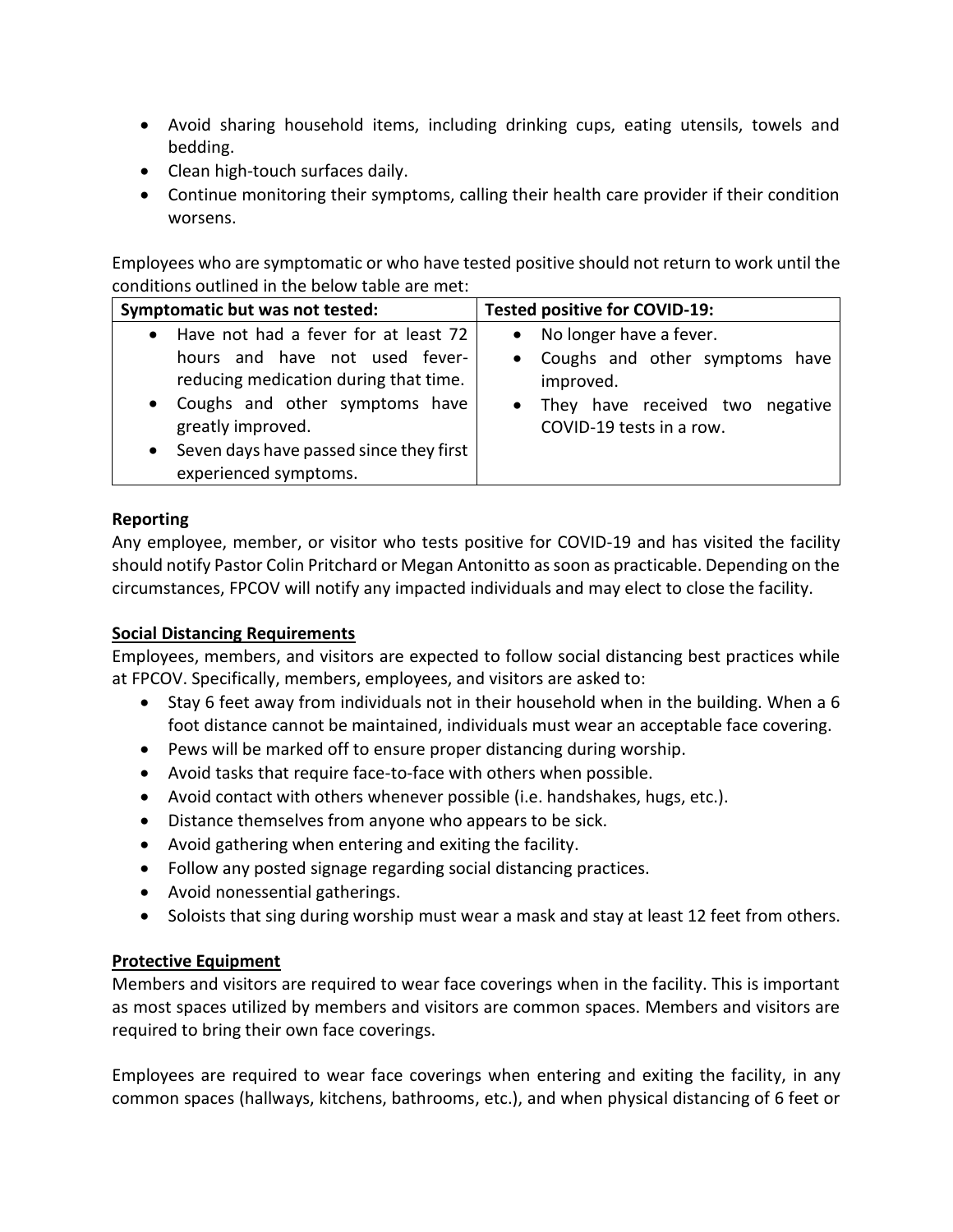- Avoid sharing household items, including drinking cups, eating utensils, towels and bedding.
- Clean high-touch surfaces daily.
- Continue monitoring their symptoms, calling their health care provider if their condition worsens.

Employees who are symptomatic or who have tested positive should not return to work until the conditions outlined in the below table are met:

| **Symptomatic but was not tested:** | **Tested positive for COVID-19:** |
| --- | --- |
| • Have not had a fever for at least 72 hours and have not used fever-reducing medication during that time.<br>• Coughs and other symptoms have greatly improved.<br>• Seven days have passed since they first experienced symptoms. | • No longer have a fever.<br>• Coughs and other symptoms have improved.<br>• They have received two negative COVID-19 tests in a row. |

**Reporting**

Any employee, member, or visitor who tests positive for COVID-19 and has visited the facility should notify Pastor Colin Pritchard or Megan Antonitto as soon as practicable. Depending on the circumstances, FPCOV will notify any impacted individuals and may elect to close the facility.

**Social Distancing Requirements**

Employees, members, and visitors are expected to follow social distancing best practices while at FPCOV. Specifically, members, employees, and visitors are asked to:

- Stay 6 feet away from individuals not in their household when in the building. When a 6 foot distance cannot be maintained, individuals must wear an acceptable face covering.
- Pews will be marked off to ensure proper distancing during worship.
- Avoid tasks that require face-to-face with others when possible.
- Avoid contact with others whenever possible (i.e. handshakes, hugs, etc.).
- Distance themselves from anyone who appears to be sick.
- Avoid gathering when entering and exiting the facility.
- Follow any posted signage regarding social distancing practices.
- Avoid nonessential gatherings.
- Soloists that sing during worship must wear a mask and stay at least 12 feet from others.

**Protective Equipment**

Members and visitors are required to wear face coverings when in the facility. This is important as most spaces utilized by members and visitors are common spaces. Members and visitors are required to bring their own face coverings.

Employees are required to wear face coverings when entering and exiting the facility, in any common spaces (hallways, kitchens, bathrooms, etc.), and when physical distancing of 6 feet or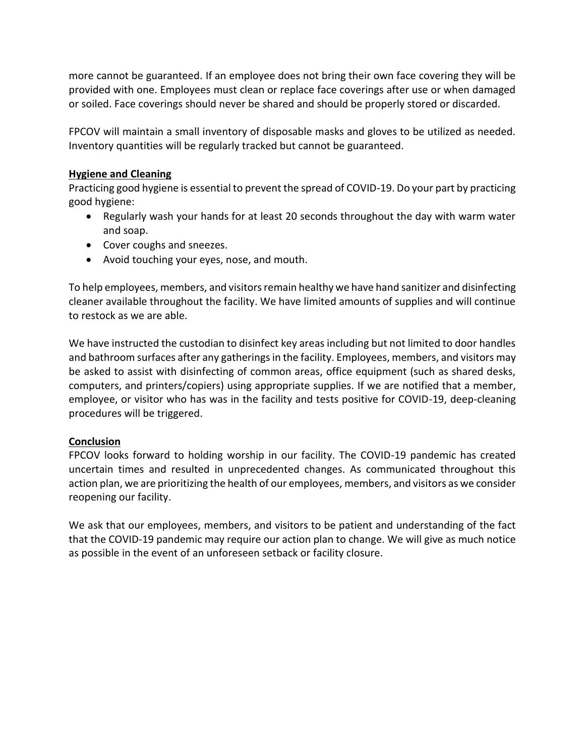more cannot be guaranteed. If an employee does not bring their own face covering they will be provided with one. Employees must clean or replace face coverings after use or when damaged or soiled. Face coverings should never be shared and should be properly stored or discarded.

FPCOV will maintain a small inventory of disposable masks and gloves to be utilized as needed. Inventory quantities will be regularly tracked but cannot be guaranteed.

## Hygiene and Cleaning

Practicing good hygiene is essential to prevent the spread of COVID-19. Do your part by practicing good hygiene:

- Regularly wash your hands for at least 20 seconds throughout the day with warm water and soap.
- Cover coughs and sneezes.
- Avoid touching your eyes, nose, and mouth.

To help employees, members, and visitors remain healthy we have hand sanitizer and disinfecting cleaner available throughout the facility. We have limited amounts of supplies and will continue to restock as we are able.

We have instructed the custodian to disinfect key areas including but not limited to door handles and bathroom surfaces after any gatherings in the facility. Employees, members, and visitors may be asked to assist with disinfecting of common areas, office equipment (such as shared desks, computers, and printers/copiers) using appropriate supplies. If we are notified that a member, employee, or visitor who has was in the facility and tests positive for COVID-19, deep-cleaning procedures will be triggered.

## Conclusion

FPCOV looks forward to holding worship in our facility. The COVID-19 pandemic has created uncertain times and resulted in unprecedented changes. As communicated throughout this action plan, we are prioritizing the health of our employees, members, and visitors as we consider reopening our facility.

We ask that our employees, members, and visitors to be patient and understanding of the fact that the COVID-19 pandemic may require our action plan to change. We will give as much notice as possible in the event of an unforeseen setback or facility closure.